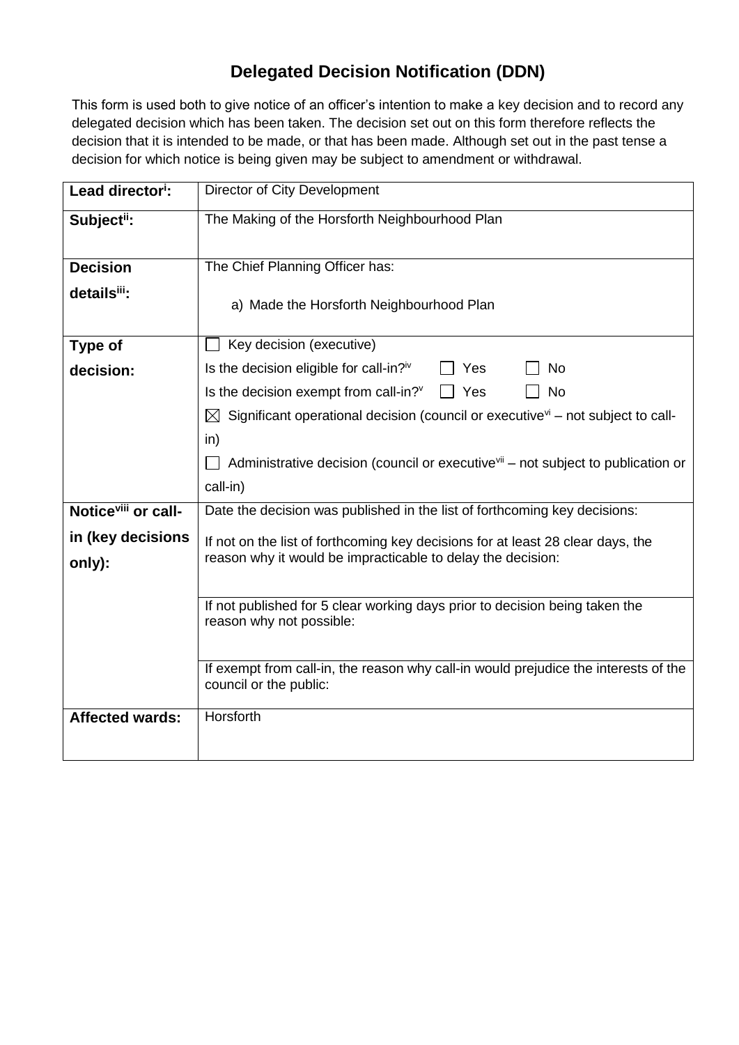# Delegated Decision Notification (DDN)

This form is used both to give notice of an officer's intention to make a key decision and to record any delegated decision which has been taken. The decision set out on this form therefore reflects the decision that it is intended to be made, or that has been made. Although set out in the past tense a decision for which notice is being given may be subject to amendment or withdrawal.

| | |
|---|---|
| **Lead director[i]:** | Director of City Development |
| **Subject[ii]:** | The Making of the Horsforth Neighbourhood Plan |
| **Decision details[iii]:** | The Chief Planning Officer has:<br><br>a) Made the Horsforth Neighbourhood Plan |
| **Type of decision:** | ☐ Key decision (executive)<br>Is the decision eligible for call-in?[iv] ☐ Yes ☐ No<br>Is the decision exempt from call-in?[v] ☐ Yes ☐ No<br>☒ Significant operational decision (council or executive[vi] – not subject to call-in)<br>☐ Administrative decision (council or executive[vii] – not subject to publication or call-in) |
| **Notice[viii] or call-in (key decisions only):** | Date the decision was published in the list of forthcoming key decisions:<br><br>If not on the list of forthcoming key decisions for at least 28 clear days, the reason why it would be impracticable to delay the decision: |
| | If not published for 5 clear working days prior to decision being taken the reason why not possible: |
| | If exempt from call-in, the reason why call-in would prejudice the interests of the council or the public: |
| **Affected wards:** | Horsforth |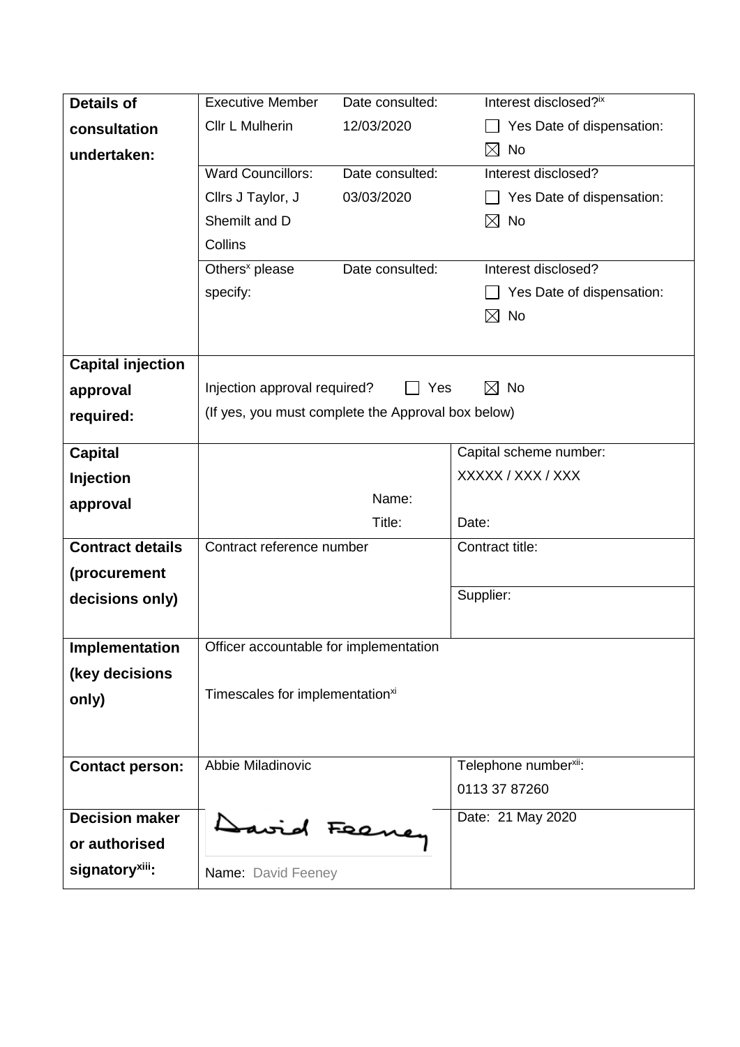| | | | |
|---|---|---|---|
| **Details of consultation undertaken:** | Executive Member<br>Cllr L Mulherin | Date consulted:<br>12/03/2020 | Interest disclosed?[ix]<br>☐ Yes Date of dispensation:<br>☒ No |
| | Ward Councillors:<br>Cllrs J Taylor, J Shemilt and D Collins | Date consulted:<br>03/03/2020 | Interest disclosed?<br>☐ Yes Date of dispensation:<br>☒ No |
| | Others[x] please specify: | Date consulted: | Interest disclosed?<br>☐ Yes Date of dispensation:<br>☒ No |
| **Capital injection approval required:** | Injection approval required? ☐ Yes ☒ No<br>(If yes, you must complete the Approval box below) | | |
| **Capital Injection approval** | Name:<br>Title: | | Capital scheme number:<br>XXXXX / XXX / XXX<br>Date: |
| **Contract details (procurement decisions only)** | Contract reference number | | Contract title:<br>Supplier: |
| **Implementation (key decisions only)** | Officer accountable for implementation<br>Timescales for implementation[xi] | | |
| **Contact person:** | Abbie Miladinovic | | Telephone number[xii]:<br>0113 37 87260 |
| **Decision maker or authorised signatory[xiii]:** | David Feeney<br>Name: David Feeney | | Date: 21 May 2020 |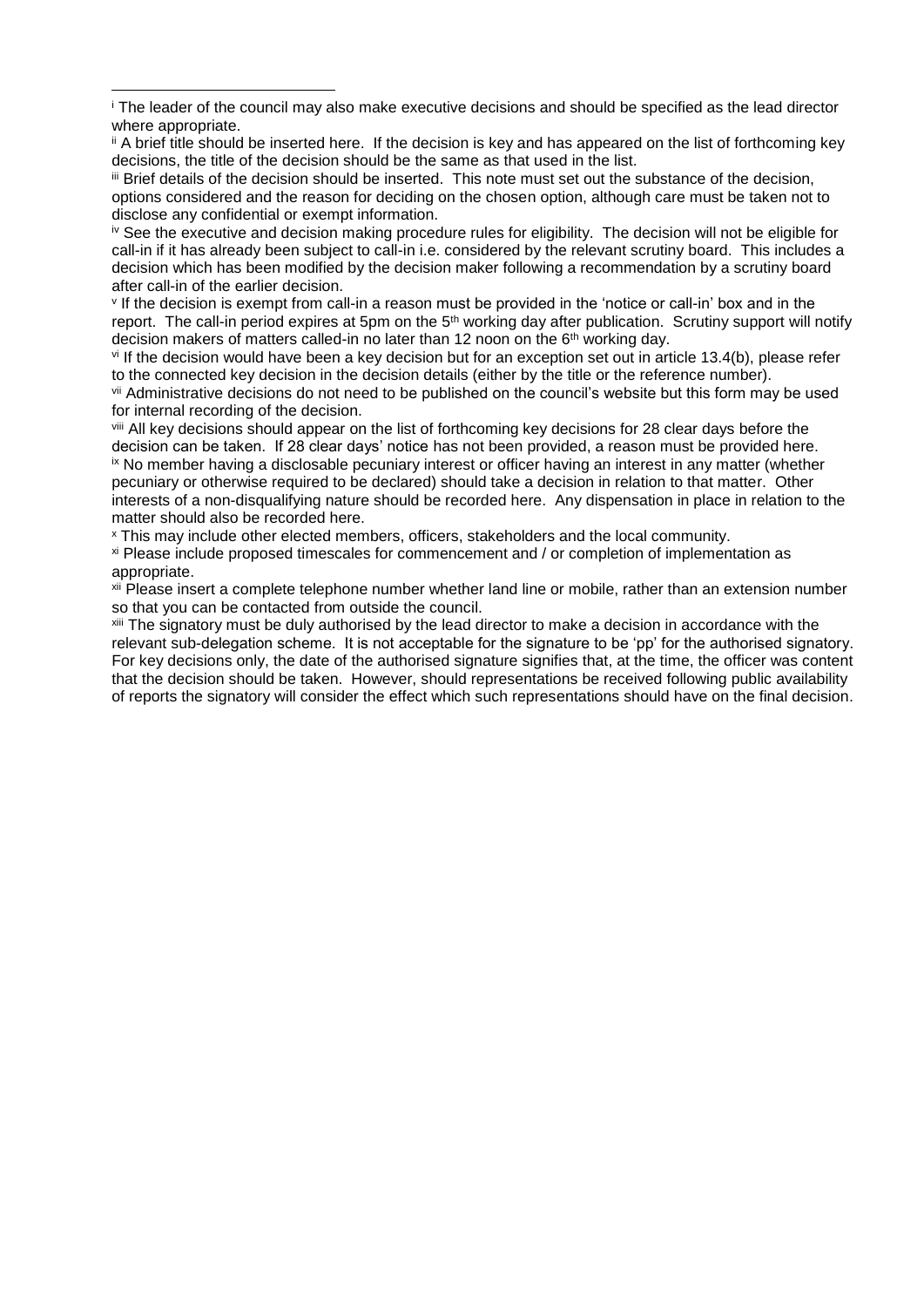[i] The leader of the council may also make executive decisions and should be specified as the lead director where appropriate.

[ii] A brief title should be inserted here. If the decision is key and has appeared on the list of forthcoming key decisions, the title of the decision should be the same as that used in the list.

[iii] Brief details of the decision should be inserted. This note must set out the substance of the decision, options considered and the reason for deciding on the chosen option, although care must be taken not to disclose any confidential or exempt information.

[iv] See the executive and decision making procedure rules for eligibility. The decision will not be eligible for call-in if it has already been subject to call-in i.e. considered by the relevant scrutiny board. This includes a decision which has been modified by the decision maker following a recommendation by a scrutiny board after call-in of the earlier decision.

[v] If the decision is exempt from call-in a reason must be provided in the 'notice or call-in' box and in the report. The call-in period expires at 5pm on the 5th working day after publication. Scrutiny support will notify decision makers of matters called-in no later than 12 noon on the 6th working day.

[vi] If the decision would have been a key decision but for an exception set out in article 13.4(b), please refer to the connected key decision in the decision details (either by the title or the reference number).

[vii] Administrative decisions do not need to be published on the council's website but this form may be used for internal recording of the decision.

[viii] All key decisions should appear on the list of forthcoming key decisions for 28 clear days before the decision can be taken. If 28 clear days' notice has not been provided, a reason must be provided here.

[ix] No member having a disclosable pecuniary interest or officer having an interest in any matter (whether pecuniary or otherwise required to be declared) should take a decision in relation to that matter. Other interests of a non-disqualifying nature should be recorded here. Any dispensation in place in relation to the matter should also be recorded here.

[x] This may include other elected members, officers, stakeholders and the local community.

[xi] Please include proposed timescales for commencement and / or completion of implementation as appropriate.

[xii] Please insert a complete telephone number whether land line or mobile, rather than an extension number so that you can be contacted from outside the council.

[xiii] The signatory must be duly authorised by the lead director to make a decision in accordance with the relevant sub-delegation scheme. It is not acceptable for the signature to be 'pp' for the authorised signatory. For key decisions only, the date of the authorised signature signifies that, at the time, the officer was content that the decision should be taken. However, should representations be received following public availability of reports the signatory will consider the effect which such representations should have on the final decision.